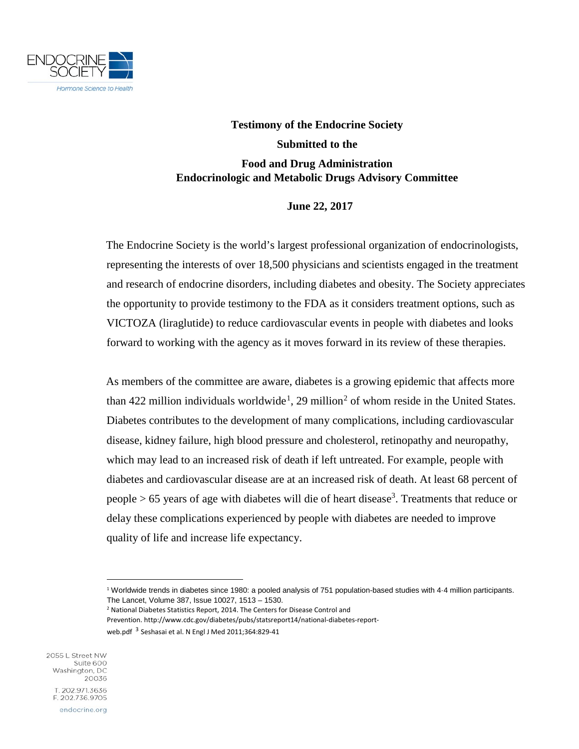ENDOCRINE SOCIETY

*Hormone Science to Health*

**Testimony of the Endocrine Society**

**Submitted to the**

**Food and Drug Administration**
**Endocrinologic and Metabolic Drugs Advisory Committee**

**June 22, 2017**

The Endocrine Society is the world's largest professional organization of endocrinologists, representing the interests of over 18,500 physicians and scientists engaged in the treatment and research of endocrine disorders, including diabetes and obesity. The Society appreciates the opportunity to provide testimony to the FDA as it considers treatment options, such as VICTOZA (liraglutide) to reduce cardiovascular events in people with diabetes and looks forward to working with the agency as it moves forward in its review of these therapies.

As members of the committee are aware, diabetes is a growing epidemic that affects more than 422 million individuals worldwide[1], 29 million[2] of whom reside in the United States. Diabetes contributes to the development of many complications, including cardiovascular disease, kidney failure, high blood pressure and cholesterol, retinopathy and neuropathy, which may lead to an increased risk of death if left untreated. For example, people with diabetes and cardiovascular disease are at an increased risk of death. At least 68 percent of people > 65 years of age with diabetes will die of heart disease[3]. Treatments that reduce or delay these complications experienced by people with diabetes are needed to improve quality of life and increase life expectancy.

---

[1] Worldwide trends in diabetes since 1980: a pooled analysis of 751 population-based studies with 4·4 million participants. The Lancet, Volume 387, Issue 10027, 1513 – 1530.

[2] National Diabetes Statistics Report, 2014. The Centers for Disease Control and Prevention. http://www.cdc.gov/diabetes/pubs/statsreport14/national-diabetes-report-web.pdf

[3] Seshasai et al. N Engl J Med 2011;364:829-41

2055 L Street NW
Suite 600
Washington, DC
20036

T. 202.971.3636
F. 202.736.9705

endocrine.org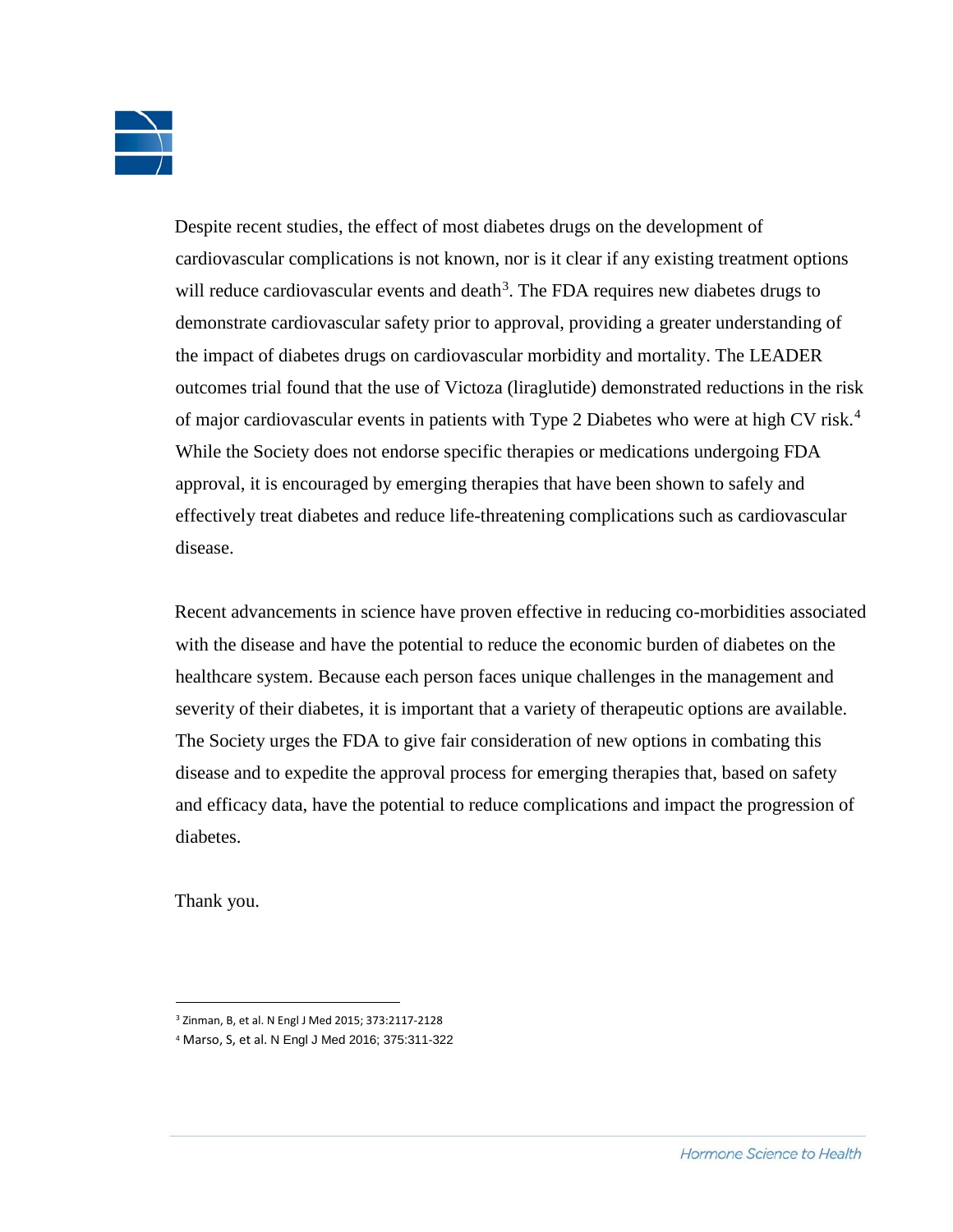Despite recent studies, the effect of most diabetes drugs on the development of cardiovascular complications is not known, nor is it clear if any existing treatment options will reduce cardiovascular events and death[3]. The FDA requires new diabetes drugs to demonstrate cardiovascular safety prior to approval, providing a greater understanding of the impact of diabetes drugs on cardiovascular morbidity and mortality. The LEADER outcomes trial found that the use of Victoza (liraglutide) demonstrated reductions in the risk of major cardiovascular events in patients with Type 2 Diabetes who were at high CV risk.[4] While the Society does not endorse specific therapies or medications undergoing FDA approval, it is encouraged by emerging therapies that have been shown to safely and effectively treat diabetes and reduce life-threatening complications such as cardiovascular disease.

Recent advancements in science have proven effective in reducing co-morbidities associated with the disease and have the potential to reduce the economic burden of diabetes on the healthcare system. Because each person faces unique challenges in the management and severity of their diabetes, it is important that a variety of therapeutic options are available. The Society urges the FDA to give fair consideration of new options in combating this disease and to expedite the approval process for emerging therapies that, based on safety and efficacy data, have the potential to reduce complications and impact the progression of diabetes.

Thank you.

---

[3] Zinman, B, et al. N Engl J Med 2015; 373:2117-2128

[4] Marso, S, et al. N Engl J Med 2016; 375:311-322